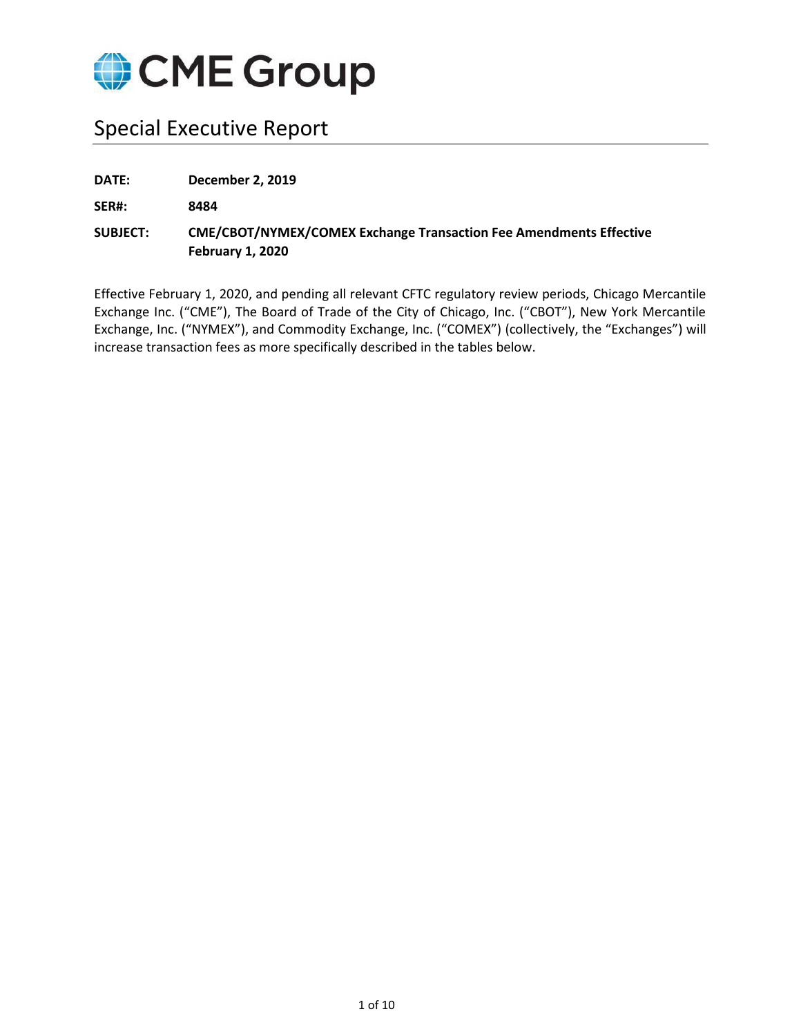# CME Group

## Special Executive Report

**DATE:** **December 2, 2019**

**SER#:** **8484**

**SUBJECT:** **CME/CBOT/NYMEX/COMEX Exchange Transaction Fee Amendments Effective February 1, 2020**

Effective February 1, 2020, and pending all relevant CFTC regulatory review periods, Chicago Mercantile Exchange Inc. ("CME"), The Board of Trade of the City of Chicago, Inc. ("CBOT"), New York Mercantile Exchange, Inc. ("NYMEX"), and Commodity Exchange, Inc. ("COMEX") (collectively, the "Exchanges") will increase transaction fees as more specifically described in the tables below.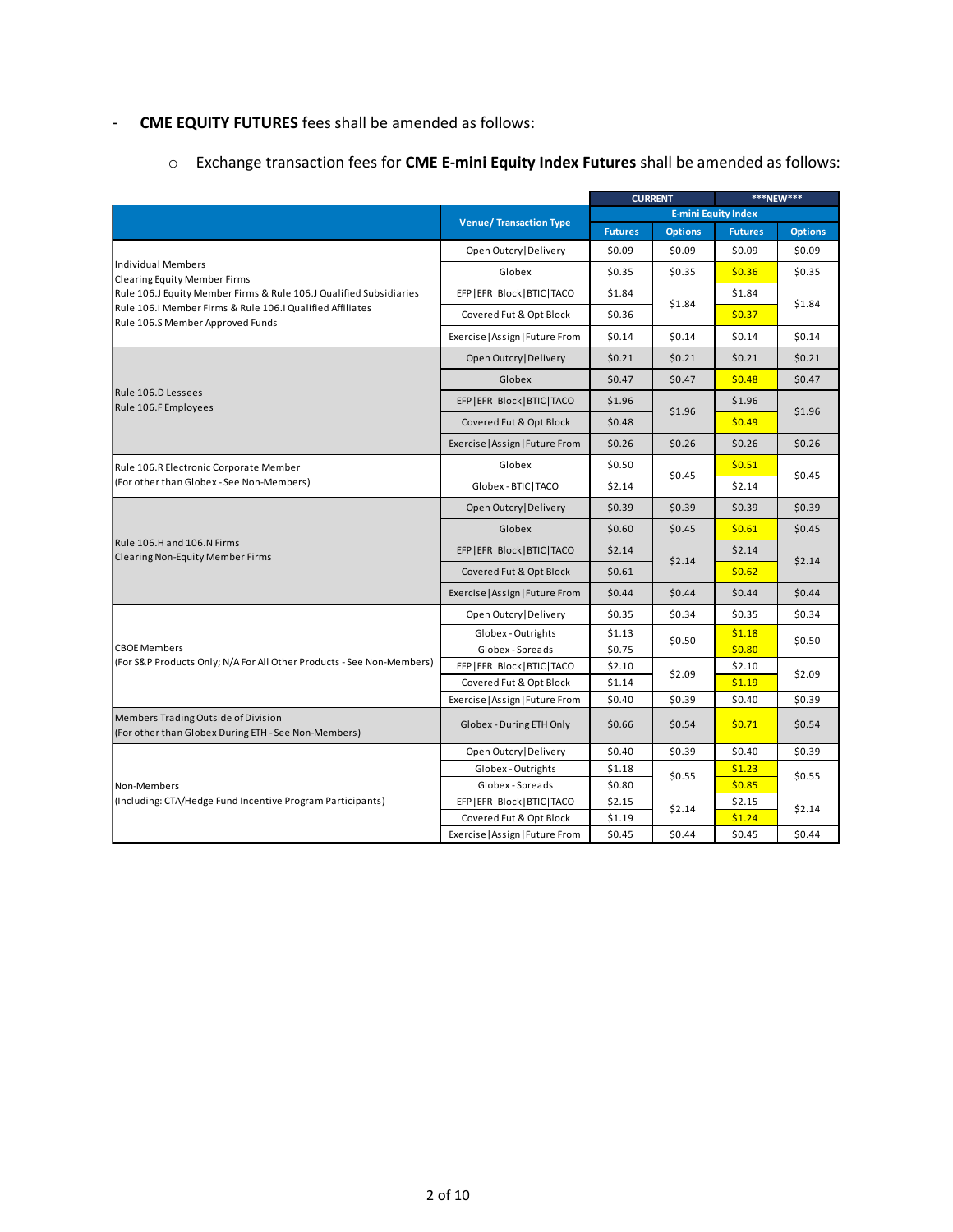- **CME EQUITY FUTURES** fees shall be amended as follows:

  - Exchange transaction fees for **CME E-mini Equity Index Futures** shall be amended as follows:

| | Venue/ Transaction Type | CURRENT | | \*\*\*NEW\*\*\* | |
|---|---|---|---|---|---|
| | | E-mini Equity Index | | | |
| | | Futures | Options | Futures | Options |
| Individual Members<br>Clearing Equity Member Firms<br>Rule 106.J Equity Member Firms & Rule 106.J Qualified Subsidiaries<br>Rule 106.I Member Firms & Rule 106.I Qualified Affiliates<br>Rule 106.S Member Approved Funds | Open Outcry\|Delivery | $0.09 | $0.09 | $0.09 | $0.09 |
| | Globex | $0.35 | $0.35 | $0.36 | $0.35 |
| | EFP\|EFR\|Block\|BTIC\|TACO | $1.84 | $1.84 | $1.84 | $1.84 |
| | Covered Fut & Opt Block | $0.36 | | $0.37 | |
| | Exercise\|Assign\|Future From | $0.14 | $0.14 | $0.14 | $0.14 |
| Rule 106.D Lessees<br>Rule 106.F Employees | Open Outcry\|Delivery | $0.21 | $0.21 | $0.21 | $0.21 |
| | Globex | $0.47 | $0.47 | $0.48 | $0.47 |
| | EFP\|EFR\|Block\|BTIC\|TACO | $1.96 | $1.96 | $1.96 | $1.96 |
| | Covered Fut & Opt Block | $0.48 | | $0.49 | |
| | Exercise\|Assign\|Future From | $0.26 | $0.26 | $0.26 | $0.26 |
| Rule 106.R Electronic Corporate Member<br>(For other than Globex - See Non-Members) | Globex | $0.50 | $0.45 | $0.51 | $0.45 |
| | Globex - BTIC\|TACO | $2.14 | | $2.14 | |
| Rule 106.H and 106.N Firms<br>Clearing Non-Equity Member Firms | Open Outcry\|Delivery | $0.39 | $0.39 | $0.39 | $0.39 |
| | Globex | $0.60 | $0.45 | $0.61 | $0.45 |
| | EFP\|EFR\|Block\|BTIC\|TACO | $2.14 | $2.14 | $2.14 | $2.14 |
| | Covered Fut & Opt Block | $0.61 | | $0.62 | |
| | Exercise\|Assign\|Future From | $0.44 | $0.44 | $0.44 | $0.44 |
| CBOE Members<br>(For S&P Products Only; N/A For All Other Products - See Non-Members) | Open Outcry\|Delivery | $0.35 | $0.34 | $0.35 | $0.34 |
| | Globex - Outrights | $1.13 | $0.50 | $1.18 | $0.50 |
| | Globex - Spreads | $0.75 | | $0.80 | |
| | EFP\|EFR\|Block\|BTIC\|TACO | $2.10 | $2.09 | $2.10 | $2.09 |
| | Covered Fut & Opt Block | $1.14 | | $1.19 | |
| | Exercise\|Assign\|Future From | $0.40 | $0.39 | $0.40 | $0.39 |
| Members Trading Outside of Division<br>(For other than Globex During ETH - See Non-Members) | Globex - During ETH Only | $0.66 | $0.54 | $0.71 | $0.54 |
| Non-Members<br>(Including: CTA/Hedge Fund Incentive Program Participants) | Open Outcry\|Delivery | $0.40 | $0.39 | $0.40 | $0.39 |
| | Globex - Outrights | $1.18 | $0.55 | $1.23 | $0.55 |
| | Globex - Spreads | $0.80 | | $0.85 | |
| | EFP\|EFR\|Block\|BTIC\|TACO | $2.15 | $2.14 | $2.15 | $2.14 |
| | Covered Fut & Opt Block | $1.19 | | $1.24 | |
| | Exercise\|Assign\|Future From | $0.45 | $0.44 | $0.45 | $0.44 |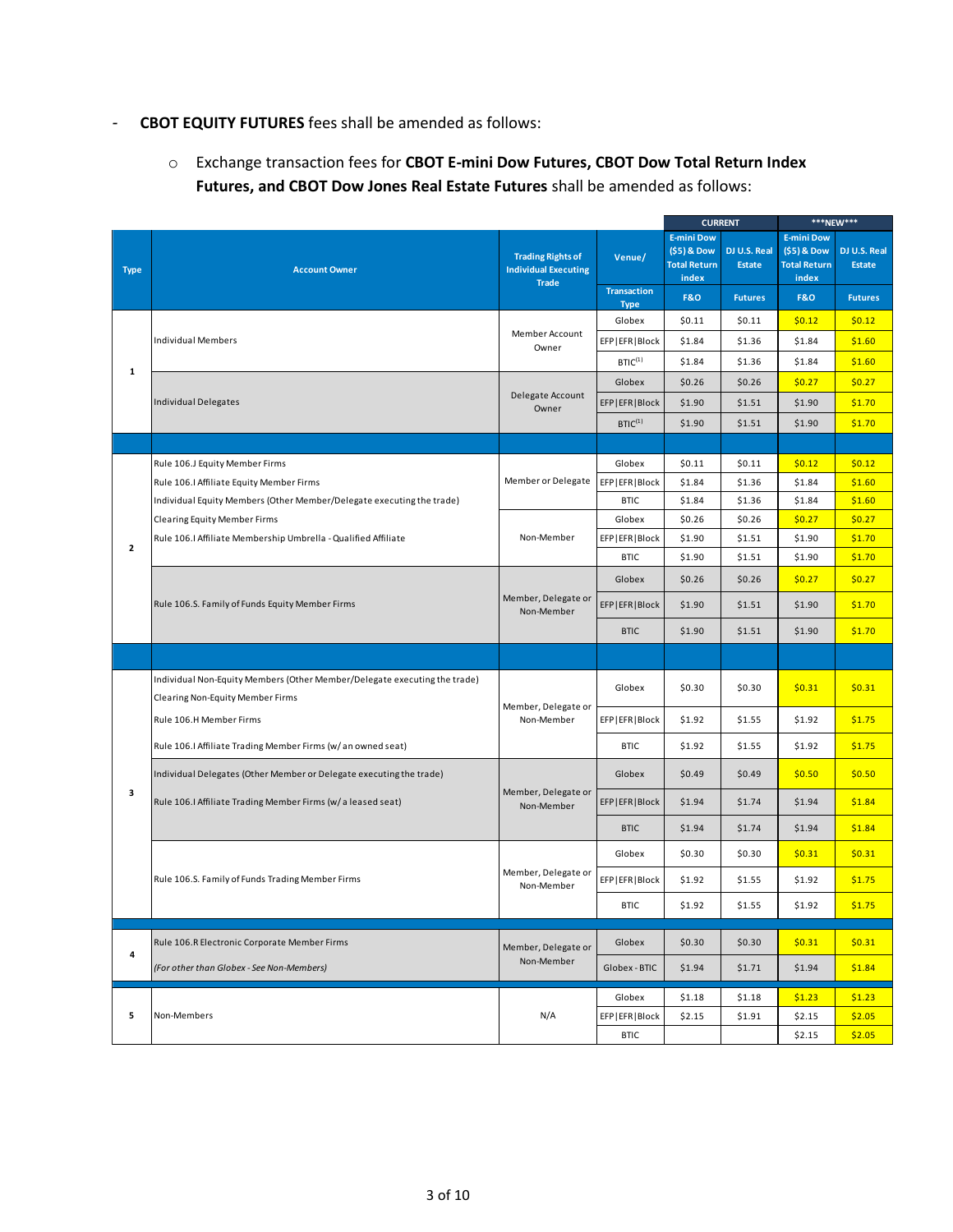- **CBOT EQUITY FUTURES** fees shall be amended as follows:

  - Exchange transaction fees for **CBOT E-mini Dow Futures, CBOT Dow Total Return Index Futures, and CBOT Dow Jones Real Estate Futures** shall be amended as follows:

| Type | Account Owner | Trading Rights of Individual Executing Trade | Venue/ Transaction Type | CURRENT | | \*\*\*NEW\*\*\* | |
|---|---|---|---|---|---|---|---|
| | | | | E-mini Dow ($5) & Dow Total Return index | DJ U.S. Real Estate | E-mini Dow ($5) & Dow Total Return index | DJ U.S. Real Estate |
| | | | | F&O | Futures | F&O | Futures |
| 1 | Individual Members | Member Account Owner | Globex | $0.11 | $0.11 | $0.12 | $0.12 |
| | | | EFP\|EFR\|Block | $1.84 | $1.36 | $1.84 | $1.60 |
| | | | BTIC[1] | $1.84 | $1.36 | $1.84 | $1.60 |
| | Individual Delegates | Delegate Account Owner | Globex | $0.26 | $0.26 | $0.27 | $0.27 |
| | | | EFP\|EFR\|Block | $1.90 | $1.51 | $1.90 | $1.70 |
| | | | BTIC[1] | $1.90 | $1.51 | $1.90 | $1.70 |
| 2 | Rule 106.J Equity Member Firms<br>Rule 106.I Affiliate Equity Member Firms<br>Individual Equity Members (Other Member/Delegate executing the trade)<br>Clearing Equity Member Firms<br>Rule 106.I Affiliate Membership Umbrella - Qualified Affiliate | Member or Delegate | Globex | $0.11 | $0.11 | $0.12 | $0.12 |
| | | | EFP\|EFR\|Block | $1.84 | $1.36 | $1.84 | $1.60 |
| | | | BTIC | $1.84 | $1.36 | $1.84 | $1.60 |
| | | Non-Member | Globex | $0.26 | $0.26 | $0.27 | $0.27 |
| | | | EFP\|EFR\|Block | $1.90 | $1.51 | $1.90 | $1.70 |
| | | | BTIC | $1.90 | $1.51 | $1.90 | $1.70 |
| | Rule 106.S. Family of Funds Equity Member Firms | Member, Delegate or Non-Member | Globex | $0.26 | $0.26 | $0.27 | $0.27 |
| | | | EFP\|EFR\|Block | $1.90 | $1.51 | $1.90 | $1.70 |
| | | | BTIC | $1.90 | $1.51 | $1.90 | $1.70 |
| 3 | Individual Non-Equity Members (Other Member/Delegate executing the trade)<br>Clearing Non-Equity Member Firms<br>Rule 106.H Member Firms<br>Rule 106.I Affiliate Trading Member Firms (w/ an owned seat) | Member, Delegate or Non-Member | Globex | $0.30 | $0.30 | $0.31 | $0.31 |
| | | | EFP\|EFR\|Block | $1.92 | $1.55 | $1.92 | $1.75 |
| | | | BTIC | $1.92 | $1.55 | $1.92 | $1.75 |
| | Individual Delegates (Other Member or Delegate executing the trade)<br>Rule 106.I Affiliate Trading Member Firms (w/ a leased seat) | Member, Delegate or Non-Member | Globex | $0.49 | $0.49 | $0.50 | $0.50 |
| | | | EFP\|EFR\|Block | $1.94 | $1.74 | $1.94 | $1.84 |
| | | | BTIC | $1.94 | $1.74 | $1.94 | $1.84 |
| | Rule 106.S. Family of Funds Trading Member Firms | Member, Delegate or Non-Member | Globex | $0.30 | $0.30 | $0.31 | $0.31 |
| | | | EFP\|EFR\|Block | $1.92 | $1.55 | $1.92 | $1.75 |
| | | | BTIC | $1.92 | $1.55 | $1.92 | $1.75 |
| 4 | Rule 106.R Electronic Corporate Member Firms<br>*(For other than Globex - See Non-Members)* | Member, Delegate or Non-Member | Globex | $0.30 | $0.30 | $0.31 | $0.31 |
| | | | Globex - BTIC | $1.94 | $1.71 | $1.94 | $1.84 |
| 5 | Non-Members | N/A | Globex | $1.18 | $1.18 | $1.23 | $1.23 |
| | | | EFP\|EFR\|Block | $2.15 | $1.91 | $2.15 | $2.05 |
| | | | BTIC | | | $2.15 | $2.05 |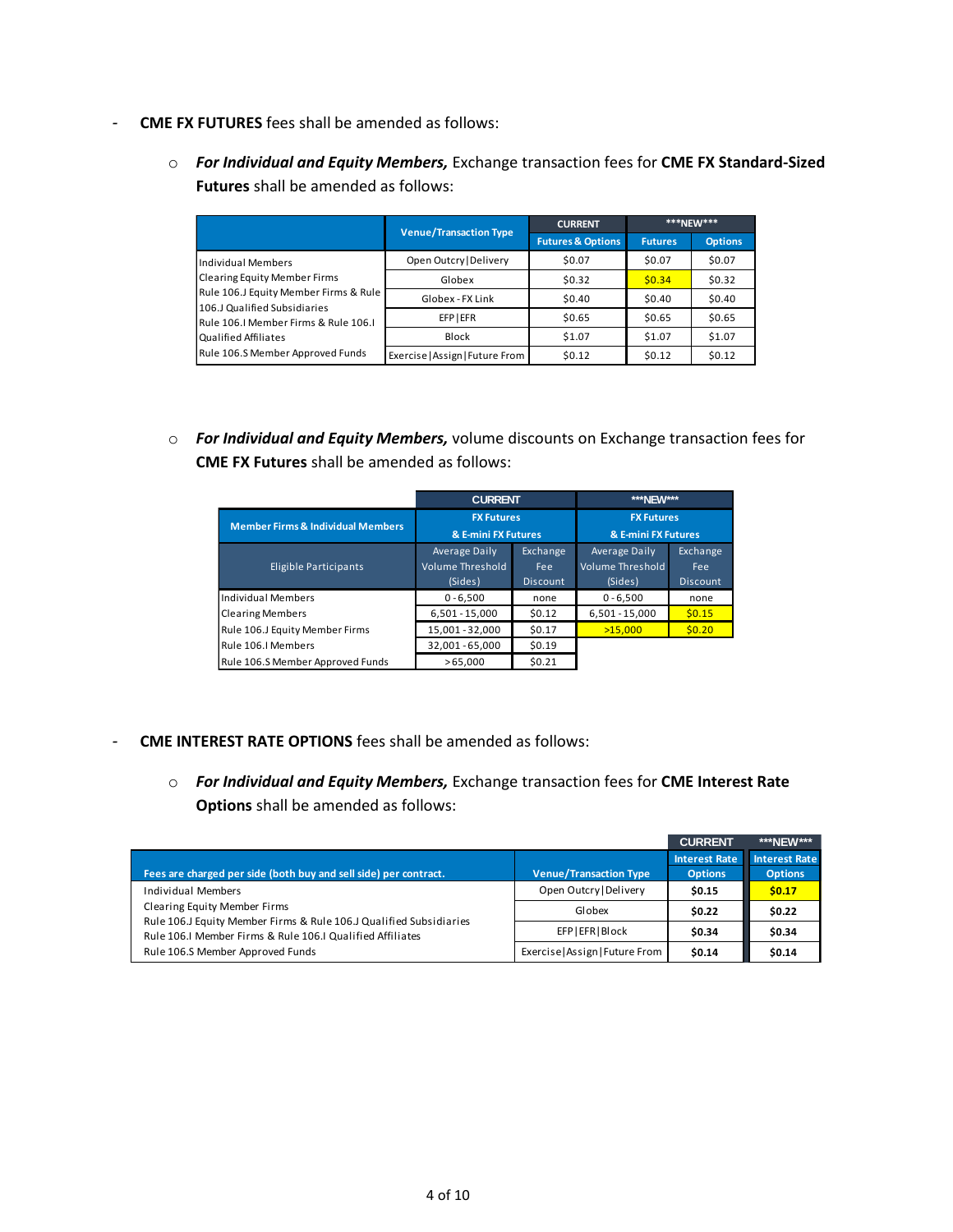- **CME FX FUTURES** fees shall be amended as follows:

  - ***For Individual and Equity Members,*** Exchange transaction fees for **CME FX Standard-Sized Futures** shall be amended as follows:

| | Venue/Transaction Type | CURRENT | \*\*\*NEW\*\*\* | |
|---|---|---|---|---|
| | | Futures & Options | Futures | Options |
| Individual Members<br>Clearing Equity Member Firms<br>Rule 106.J Equity Member Firms & Rule 106.J Qualified Subsidiaries<br>Rule 106.I Member Firms & Rule 106.I Qualified Affiliates<br>Rule 106.S Member Approved Funds | Open Outcry\|Delivery | $0.07 | $0.07 | $0.07 |
| | Globex | $0.32 | $0.34 | $0.32 |
| | Globex - FX Link | $0.40 | $0.40 | $0.40 |
| | EFP\|EFR | $0.65 | $0.65 | $0.65 |
| | Block | $1.07 | $1.07 | $1.07 |
| | Exercise\|Assign\|Future From | $0.12 | $0.12 | $0.12 |

  - ***For Individual and Equity Members,*** volume discounts on Exchange transaction fees for **CME FX Futures** shall be amended as follows:

| | CURRENT | | \*\*\*NEW\*\*\* | |
|---|---|---|---|---|
| Member Firms & Individual Members | FX Futures & E-mini FX Futures | | FX Futures & E-mini FX Futures | |
| Eligible Participants | Average Daily Volume Threshold (Sides) | Exchange Fee Discount | Average Daily Volume Threshold (Sides) | Exchange Fee Discount |
| Individual Members | 0 - 6,500 | none | 0 - 6,500 | none |
| Clearing Members | 6,501 - 15,000 | $0.12 | 6,501 - 15,000 | $0.15 |
| Rule 106.J Equity Member Firms | 15,001 - 32,000 | $0.17 | >15,000 | $0.20 |
| Rule 106.I Members | 32,001 - 65,000 | $0.19 | | |
| Rule 106.S Member Approved Funds | >65,000 | $0.21 | | |

- **CME INTEREST RATE OPTIONS** fees shall be amended as follows:

  - ***For Individual and Equity Members,*** Exchange transaction fees for **CME Interest Rate Options** shall be amended as follows:

| Fees are charged per side (both buy and sell side) per contract. | Venue/Transaction Type | CURRENT<br>Interest Rate Options | \*\*\*NEW\*\*\*<br>Interest Rate Options |
|---|---|---|---|
| Individual Members<br>Clearing Equity Member Firms<br>Rule 106.J Equity Member Firms & Rule 106.J Qualified Subsidiaries<br>Rule 106.I Member Firms & Rule 106.I Qualified Affiliates<br>Rule 106.S Member Approved Funds | Open Outcry\|Delivery | $0.15 | $0.17 |
| | Globex | $0.22 | $0.22 |
| | EFP\|EFR\|Block | $0.34 | $0.34 |
| | Exercise\|Assign\|Future From | $0.14 | $0.14 |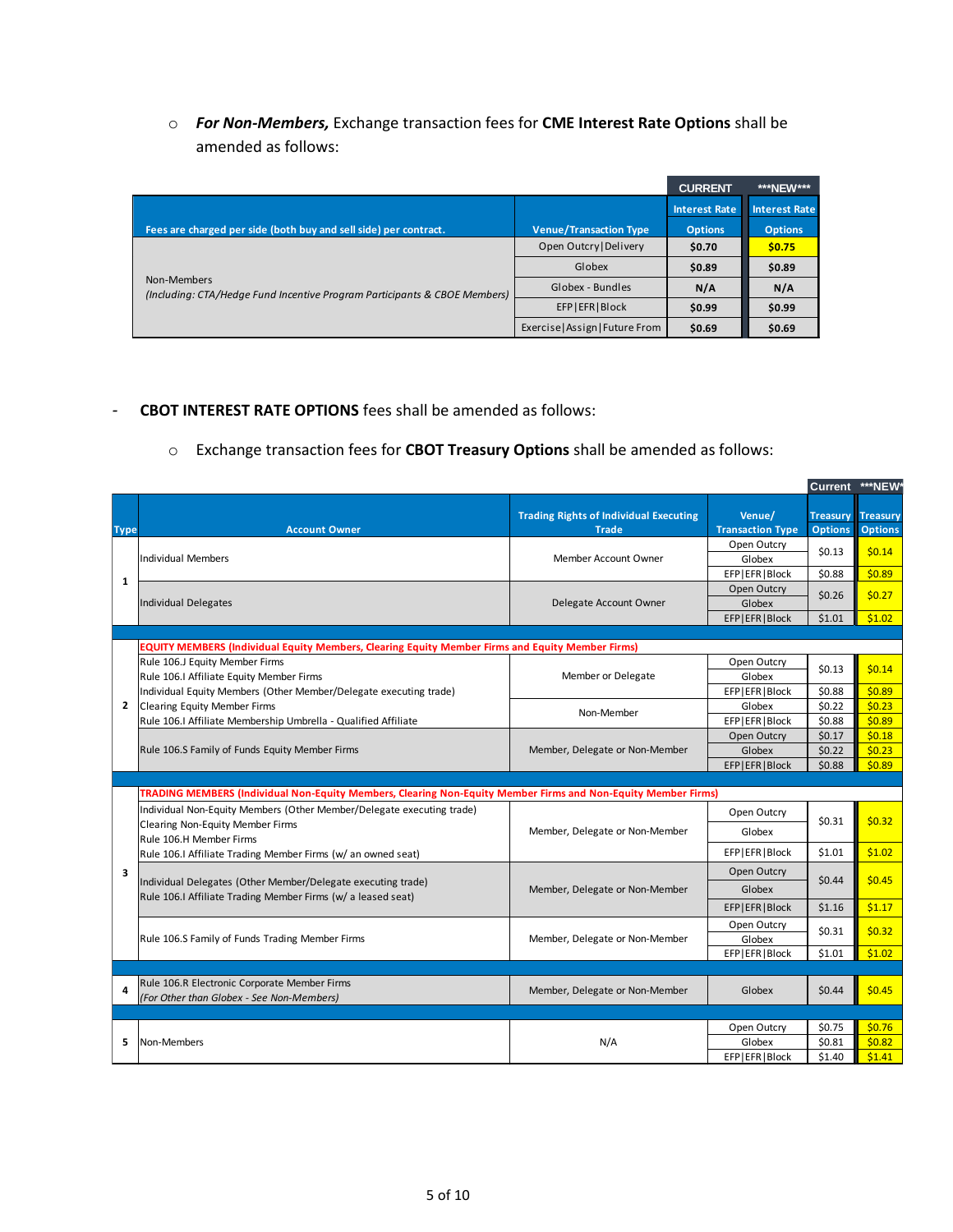- ***For Non-Members,*** Exchange transaction fees for **CME Interest Rate Options** shall be amended as follows:

| Fees are charged per side (both buy and sell side) per contract. | Venue/Transaction Type | CURRENT Interest Rate Options | ***NEW*** Interest Rate Options |
|---|---|---|---|
| Non-Members *(Including: CTA/Hedge Fund Incentive Program Participants & CBOE Members)* | Open Outcry\|Delivery | $0.70 | $0.75 |
| | Globex | $0.89 | $0.89 |
| | Globex - Bundles | N/A | N/A |
| | EFP\|EFR\|Block | $0.99 | $0.99 |
| | Exercise\|Assign\|Future From | $0.69 | $0.69 |

- **CBOT INTEREST RATE OPTIONS** fees shall be amended as follows:

  - Exchange transaction fees for **CBOT Treasury Options** shall be amended as follows:

| Type | Account Owner | Trading Rights of Individual Executing Trade | Venue/ Transaction Type | Current Treasury Options | ***NEW*** Treasury Options |
|---|---|---|---|---|---|
| 1 | Individual Members | Member Account Owner | Open Outcry / Globex | $0.13 | $0.14 |
| | | | EFP\|EFR\|Block | $0.88 | $0.89 |
| | Individual Delegates | Delegate Account Owner | Open Outcry / Globex | $0.26 | $0.27 |
| | | | EFP\|EFR\|Block | $1.01 | $1.02 |
| | **EQUITY MEMBERS (Individual Equity Members, Clearing Equity Member Firms and Equity Member Firms)** | | | | |
| 2 | Rule 106.J Equity Member Firms<br>Rule 106.I Affiliate Equity Member Firms<br>Individual Equity Members (Other Member/Delegate executing trade)<br>Clearing Equity Member Firms<br>Rule 106.I Affiliate Membership Umbrella - Qualified Affiliate | Member or Delegate | Open Outcry / Globex | $0.13 | $0.14 |
| | | | EFP\|EFR\|Block | $0.88 | $0.89 |
| | | Non-Member | Globex | $0.22 | $0.23 |
| | | | EFP\|EFR\|Block | $0.88 | $0.89 |
| | Rule 106.S Family of Funds Equity Member Firms | Member, Delegate or Non-Member | Open Outcry | $0.17 | $0.18 |
| | | | Globex | $0.22 | $0.23 |
| | | | EFP\|EFR\|Block | $0.88 | $0.89 |
| | **TRADING MEMBERS (Individual Non-Equity Members, Clearing Non-Equity Member Firms and Non-Equity Member Firms)** | | | | |
| 3 | Individual Non-Equity Members (Other Member/Delegate executing trade)<br>Clearing Non-Equity Member Firms<br>Rule 106.H Member Firms<br>Rule 106.I Affiliate Trading Member Firms (w/ an owned seat) | Member, Delegate or Non-Member | Open Outcry / Globex | $0.31 | $0.32 |
| | | | EFP\|EFR\|Block | $1.01 | $1.02 |
| | Individual Delegates (Other Member/Delegate executing trade)<br>Rule 106.I Affiliate Trading Member Firms (w/ a leased seat) | Member, Delegate or Non-Member | Open Outcry / Globex | $0.44 | $0.45 |
| | | | EFP\|EFR\|Block | $1.16 | $1.17 |
| | Rule 106.S Family of Funds Trading Member Firms | Member, Delegate or Non-Member | Open Outcry / Globex | $0.31 | $0.32 |
| | | | EFP\|EFR\|Block | $1.01 | $1.02 |
| 4 | Rule 106.R Electronic Corporate Member Firms *(For Other than Globex - See Non-Members)* | Member, Delegate or Non-Member | Globex | $0.44 | $0.45 |
| 5 | Non-Members | N/A | Open Outcry | $0.75 | $0.76 |
| | | | Globex | $0.81 | $0.82 |
| | | | EFP\|EFR\|Block | $1.40 | $1.41 |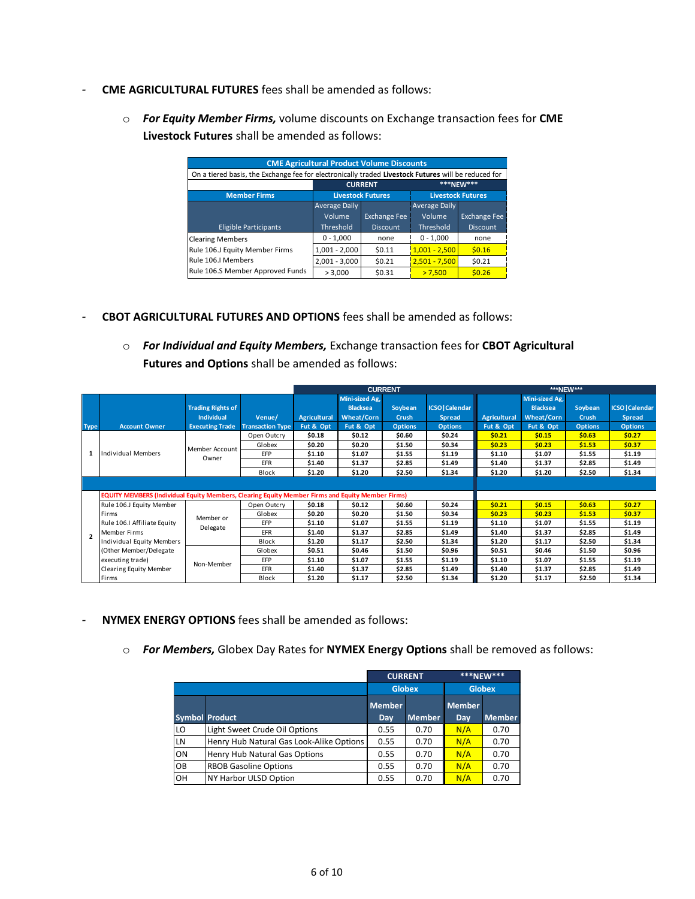- **CME AGRICULTURAL FUTURES** fees shall be amended as follows:

  - ***For Equity Member Firms,*** volume discounts on Exchange transaction fees for **CME Livestock Futures** shall be amended as follows:

| CME Agricultural Product Volume Discounts | | | | |
|---|---|---|---|---|
| On a tiered basis, the Exchange fee for electronically traded **Livestock Futures** will be reduced for | | | | |
| | CURRENT | | ***NEW*** | |
| Member Firms | Livestock Futures | | Livestock Futures | |
| Eligible Participants | Average Daily Volume Threshold | Exchange Fee Discount | Average Daily Volume Threshold | Exchange Fee Discount |
| Clearing Members | 0 - 1,000 | none | 0 - 1,000 | none |
| Rule 106.J Equity Member Firms | 1,001 - 2,000 | $0.11 | 1,001 - 2,500 | $0.16 |
| Rule 106.I Members | 2,001 - 3,000 | $0.21 | 2,501 - 7,500 | $0.21 |
| Rule 106.S Member Approved Funds | > 3,000 | $0.31 | > 7,500 | $0.26 |

- **CBOT AGRICULTURAL FUTURES AND OPTIONS** fees shall be amended as follows:

  - ***For Individual and Equity Members,*** Exchange transaction fees for **CBOT Agricultural Futures and Options** shall be amended as follows:

| | | | | CURRENT | | | | ***NEW*** | | | |
|---|---|---|---|---|---|---|---|---|---|---|---|
| Type | Account Owner | Trading Rights of Individual Executing Trade | Venue/ Transaction Type | Agricultural Fut & Opt | Mini-sized Ag, Blacksea Wheat/Corn Fut & Opt | Soybean Crush Options | ICSO \| Calendar Spread Options | Agricultural Fut & Opt | Mini-sized Ag, Blacksea Wheat/Corn Fut & Opt | Soybean Crush Options | ICSO \| Calendar Spread Options |
| 1 | Individual Members | Member Account Owner | Open Outcry | $0.18 | $0.12 | $0.60 | $0.24 | $0.21 | $0.15 | $0.63 | $0.27 |
| | | | Globex | $0.20 | $0.20 | $1.50 | $0.34 | $0.23 | $0.23 | $1.53 | $0.37 |
| | | | EFP | $1.10 | $1.07 | $1.55 | $1.19 | $1.10 | $1.07 | $1.55 | $1.19 |
| | | | EFR | $1.40 | $1.37 | $2.85 | $1.49 | $1.40 | $1.37 | $2.85 | $1.49 |
| | | | Block | $1.20 | $1.20 | $2.50 | $1.34 | $1.20 | $1.20 | $2.50 | $1.34 |
| | EQUITY MEMBERS (Individual Equity Members, Clearing Equity Member Firms and Equity Member Firms) | | | | | | | | | | |
| 2 | Rule 106.J Equity Member Firms<br>Rule 106.I Affiliate Equity Member Firms<br>Individual Equity Members (Other Member/Delegate executing trade)<br>Clearing Equity Member Firms | Member or Delegate | Open Outcry | $0.18 | $0.12 | $0.60 | $0.24 | $0.21 | $0.15 | $0.63 | $0.27 |
| | | | Globex | $0.20 | $0.20 | $1.50 | $0.34 | $0.23 | $0.23 | $1.53 | $0.37 |
| | | | EFP | $1.10 | $1.07 | $1.55 | $1.19 | $1.10 | $1.07 | $1.55 | $1.19 |
| | | | EFR | $1.40 | $1.37 | $2.85 | $1.49 | $1.40 | $1.37 | $2.85 | $1.49 |
| | | | Block | $1.20 | $1.17 | $2.50 | $1.34 | $1.20 | $1.17 | $2.50 | $1.34 |
| | | Non-Member | Globex | $0.51 | $0.46 | $1.50 | $0.96 | $0.51 | $0.46 | $1.50 | $0.96 |
| | | | EFP | $1.10 | $1.07 | $1.55 | $1.19 | $1.10 | $1.07 | $1.55 | $1.19 |
| | | | EFR | $1.40 | $1.37 | $2.85 | $1.49 | $1.40 | $1.37 | $2.85 | $1.49 |
| | | | Block | $1.20 | $1.17 | $2.50 | $1.34 | $1.20 | $1.17 | $2.50 | $1.34 |

- **NYMEX ENERGY OPTIONS** fees shall be amended as follows:

  - ***For Members,*** Globex Day Rates for **NYMEX Energy Options** shall be removed as follows:

| | | CURRENT | | ***NEW*** | |
|---|---|---|---|---|---|
| | | Globex | | Globex | |
| Symbol | Product | Member Day | Member | Member Day | Member |
| LO | Light Sweet Crude Oil Options | 0.55 | 0.70 | N/A | 0.70 |
| LN | Henry Hub Natural Gas Look-Alike Options | 0.55 | 0.70 | N/A | 0.70 |
| ON | Henry Hub Natural Gas Options | 0.55 | 0.70 | N/A | 0.70 |
| OB | RBOB Gasoline Options | 0.55 | 0.70 | N/A | 0.70 |
| OH | NY Harbor ULSD Option | 0.55 | 0.70 | N/A | 0.70 |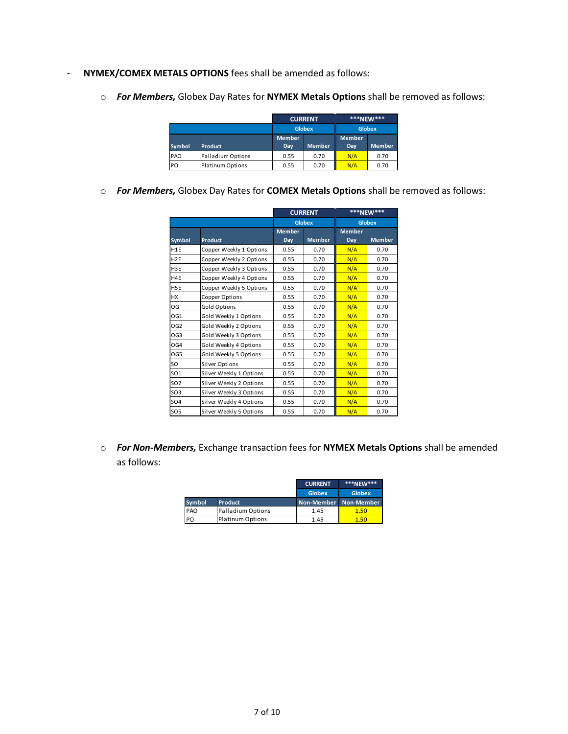- **NYMEX/COMEX METALS OPTIONS** fees shall be amended as follows:

  - ***For Members,*** Globex Day Rates for **NYMEX Metals Options** shall be removed as follows:

| | | CURRENT | | \*\*\*NEW\*\*\* | |
|---|---|---|---|---|---|
| | | Globex | | Globex | |
| Symbol | Product | Member Day | Member | Member Day | Member |
| PAO | Palladium Options | 0.55 | 0.70 | N/A | 0.70 |
| PO | Platinum Options | 0.55 | 0.70 | N/A | 0.70 |

  - ***For Members,*** Globex Day Rates for **COMEX Metals Options** shall be removed as follows:

| | | CURRENT | | \*\*\*NEW\*\*\* | |
|---|---|---|---|---|---|
| | | Globex | | Globex | |
| Symbol | Product | Member Day | Member | Member Day | Member |
| H1E | Copper Weekly 1 Options | 0.55 | 0.70 | N/A | 0.70 |
| H2E | Copper Weekly 2 Options | 0.55 | 0.70 | N/A | 0.70 |
| H3E | Copper Weekly 3 Options | 0.55 | 0.70 | N/A | 0.70 |
| H4E | Copper Weekly 4 Options | 0.55 | 0.70 | N/A | 0.70 |
| H5E | Copper Weekly 5 Options | 0.55 | 0.70 | N/A | 0.70 |
| HX | Copper Options | 0.55 | 0.70 | N/A | 0.70 |
| OG | Gold Options | 0.55 | 0.70 | N/A | 0.70 |
| OG1 | Gold Weekly 1 Options | 0.55 | 0.70 | N/A | 0.70 |
| OG2 | Gold Weekly 2 Options | 0.55 | 0.70 | N/A | 0.70 |
| OG3 | Gold Weekly 3 Options | 0.55 | 0.70 | N/A | 0.70 |
| OG4 | Gold Weekly 4 Options | 0.55 | 0.70 | N/A | 0.70 |
| OG5 | Gold Weekly 5 Options | 0.55 | 0.70 | N/A | 0.70 |
| SO | Silver Options | 0.55 | 0.70 | N/A | 0.70 |
| SO1 | Silver Weekly 1 Options | 0.55 | 0.70 | N/A | 0.70 |
| SO2 | Silver Weekly 2 Options | 0.55 | 0.70 | N/A | 0.70 |
| SO3 | Silver Weekly 3 Options | 0.55 | 0.70 | N/A | 0.70 |
| SO4 | Silver Weekly 4 Options | 0.55 | 0.70 | N/A | 0.70 |
| SO5 | Silver Weekly 5 Options | 0.55 | 0.70 | N/A | 0.70 |

  - ***For Non-Members,*** Exchange transaction fees for **NYMEX Metals Options** shall be amended as follows:

| | | CURRENT | \*\*\*NEW\*\*\* |
|---|---|---|---|
| | | Globex | Globex |
| Symbol | Product | Non-Member | Non-Member |
| PAO | Palladium Options | 1.45 | 1.50 |
| PO | Platinum Options | 1.45 | 1.50 |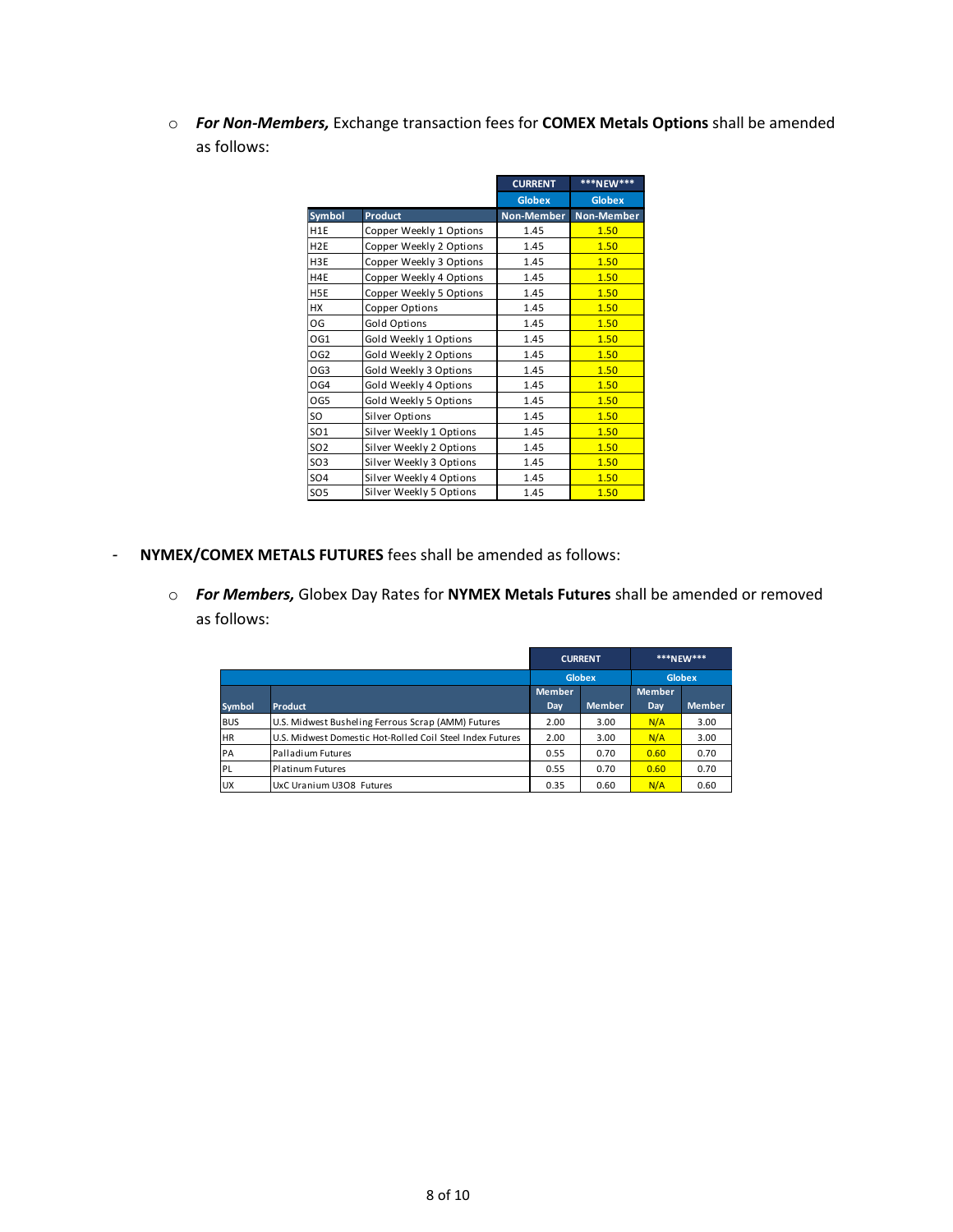- ***For Non-Members,*** Exchange transaction fees for **COMEX Metals Options** shall be amended as follows:

| | | CURRENT | \*\*\*NEW\*\*\* |
|---|---|---|---|
| | | Globex | Globex |
| Symbol | Product | Non-Member | Non-Member |
| H1E | Copper Weekly 1 Options | 1.45 | 1.50 |
| H2E | Copper Weekly 2 Options | 1.45 | 1.50 |
| H3E | Copper Weekly 3 Options | 1.45 | 1.50 |
| H4E | Copper Weekly 4 Options | 1.45 | 1.50 |
| H5E | Copper Weekly 5 Options | 1.45 | 1.50 |
| HX | Copper Options | 1.45 | 1.50 |
| OG | Gold Options | 1.45 | 1.50 |
| OG1 | Gold Weekly 1 Options | 1.45 | 1.50 |
| OG2 | Gold Weekly 2 Options | 1.45 | 1.50 |
| OG3 | Gold Weekly 3 Options | 1.45 | 1.50 |
| OG4 | Gold Weekly 4 Options | 1.45 | 1.50 |
| OG5 | Gold Weekly 5 Options | 1.45 | 1.50 |
| SO | Silver Options | 1.45 | 1.50 |
| SO1 | Silver Weekly 1 Options | 1.45 | 1.50 |
| SO2 | Silver Weekly 2 Options | 1.45 | 1.50 |
| SO3 | Silver Weekly 3 Options | 1.45 | 1.50 |
| SO4 | Silver Weekly 4 Options | 1.45 | 1.50 |
| SO5 | Silver Weekly 5 Options | 1.45 | 1.50 |

- **NYMEX/COMEX METALS FUTURES** fees shall be amended as follows:

  - ***For Members,*** Globex Day Rates for **NYMEX Metals Futures** shall be amended or removed as follows:

| | | CURRENT | | \*\*\*NEW\*\*\* | |
|---|---|---|---|---|---|
| | | Globex | | Globex | |
| Symbol | Product | Member Day | Member | Member Day | Member |
| BUS | U.S. Midwest Busheling Ferrous Scrap (AMM) Futures | 2.00 | 3.00 | N/A | 3.00 |
| HR | U.S. Midwest Domestic Hot-Rolled Coil Steel Index Futures | 2.00 | 3.00 | N/A | 3.00 |
| PA | Palladium Futures | 0.55 | 0.70 | 0.60 | 0.70 |
| PL | Platinum Futures | 0.55 | 0.70 | 0.60 | 0.70 |
| UX | UxC Uranium U3O8 Futures | 0.35 | 0.60 | N/A | 0.60 |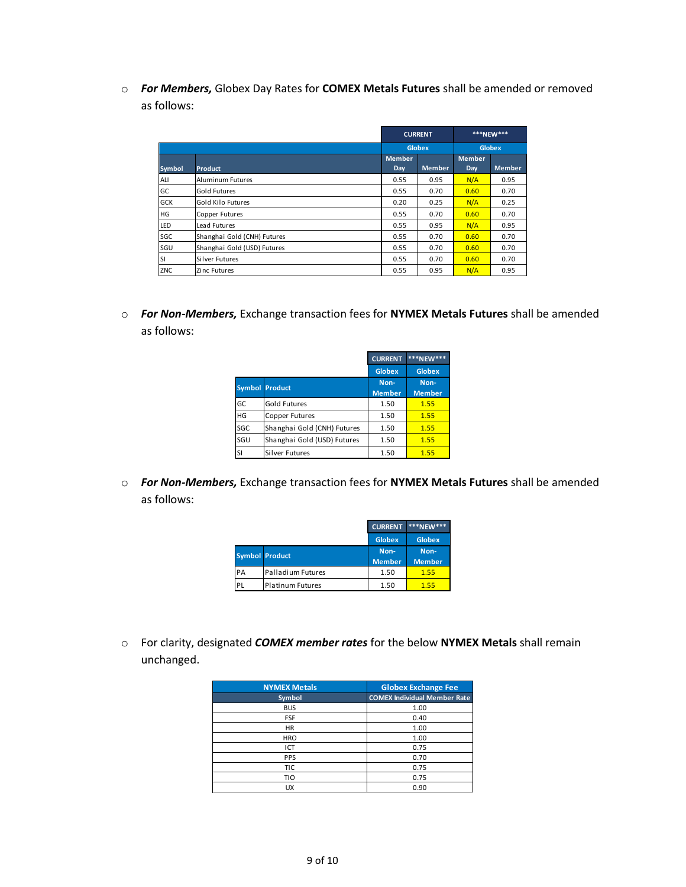- ***For Members,*** Globex Day Rates for **COMEX Metals Futures** shall be amended or removed as follows:

| | | CURRENT | | \*\*\*NEW\*\*\* | |
|---|---|---|---|---|---|
| | | Globex | | Globex | |
| Symbol | Product | Member Day | Member | Member Day | Member |
| ALI | Aluminum Futures | 0.55 | 0.95 | N/A | 0.95 |
| GC | Gold Futures | 0.55 | 0.70 | 0.60 | 0.70 |
| GCK | Gold Kilo Futures | 0.20 | 0.25 | N/A | 0.25 |
| HG | Copper Futures | 0.55 | 0.70 | 0.60 | 0.70 |
| LED | Lead Futures | 0.55 | 0.95 | N/A | 0.95 |
| SGC | Shanghai Gold (CNH) Futures | 0.55 | 0.70 | 0.60 | 0.70 |
| SGU | Shanghai Gold (USD) Futures | 0.55 | 0.70 | 0.60 | 0.70 |
| SI | Silver Futures | 0.55 | 0.70 | 0.60 | 0.70 |
| ZNC | Zinc Futures | 0.55 | 0.95 | N/A | 0.95 |

- ***For Non-Members,*** Exchange transaction fees for **NYMEX Metals Futures** shall be amended as follows:

| | | CURRENT | \*\*\*NEW\*\*\* |
|---|---|---|---|
| | | Globex | Globex |
| Symbol | Product | Non-Member | Non-Member |
| GC | Gold Futures | 1.50 | 1.55 |
| HG | Copper Futures | 1.50 | 1.55 |
| SGC | Shanghai Gold (CNH) Futures | 1.50 | 1.55 |
| SGU | Shanghai Gold (USD) Futures | 1.50 | 1.55 |
| SI | Silver Futures | 1.50 | 1.55 |

- ***For Non-Members,*** Exchange transaction fees for **NYMEX Metals Futures** shall be amended as follows:

| | | CURRENT | \*\*\*NEW\*\*\* |
|---|---|---|---|
| | | Globex | Globex |
| Symbol | Product | Non-Member | Non-Member |
| PA | Palladium Futures | 1.50 | 1.55 |
| PL | Platinum Futures | 1.50 | 1.55 |

- For clarity, designated ***COMEX member rates*** for the below **NYMEX Metals** shall remain unchanged.

| NYMEX Metals | Globex Exchange Fee |
|---|---|
| Symbol | COMEX Individual Member Rate |
| BUS | 1.00 |
| FSF | 0.40 |
| HR | 1.00 |
| HRO | 1.00 |
| ICT | 0.75 |
| PPS | 0.70 |
| TIC | 0.75 |
| TIO | 0.75 |
| UX | 0.90 |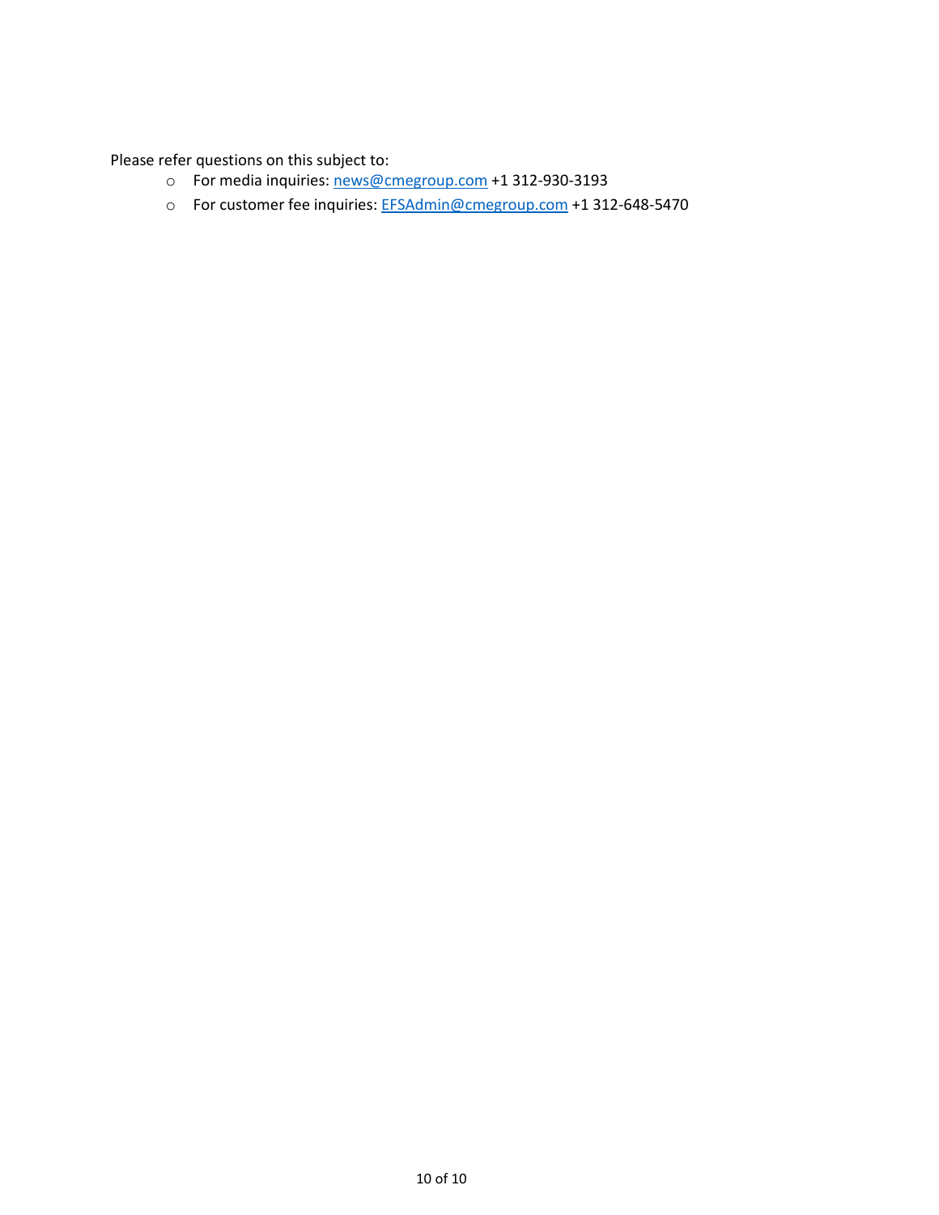Please refer questions on this subject to:

- For media inquiries: news@cmegroup.com +1 312-930-3193
- For customer fee inquiries: EFSAdmin@cmegroup.com +1 312-648-5470